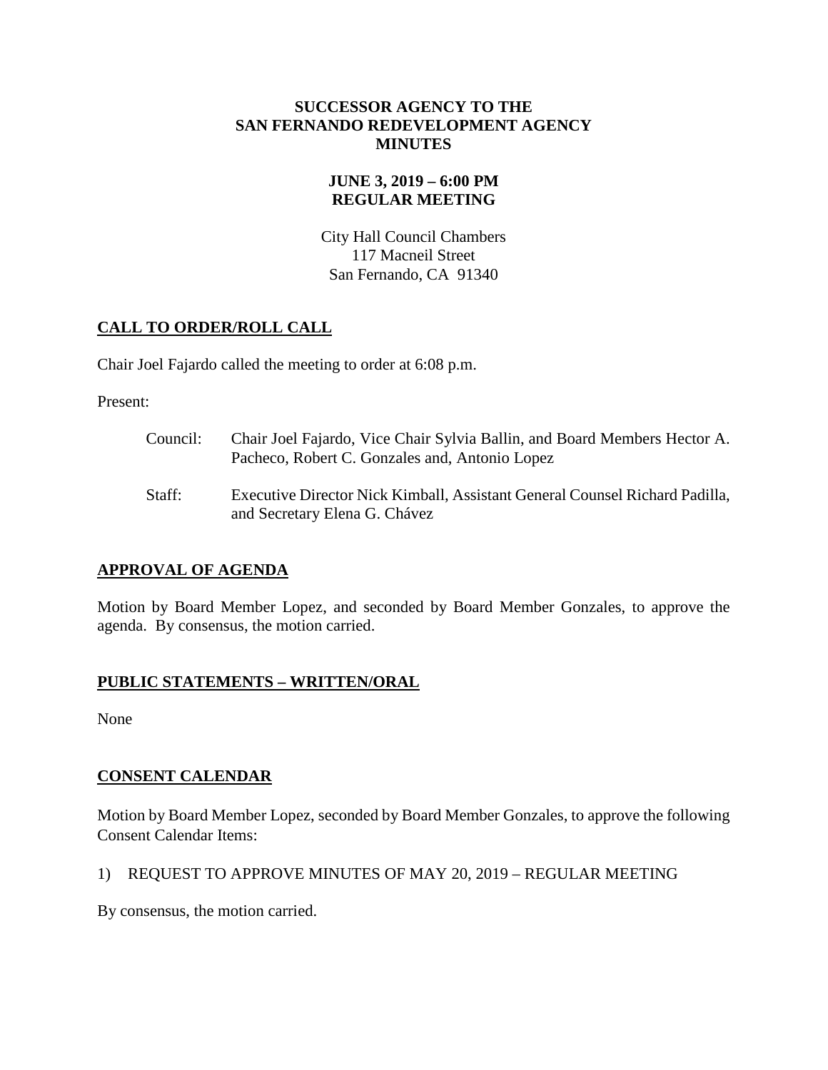# SUCCESSOR AGENCY TO THE SAN FERNANDO REDEVELOPMENT AGENCY MINUTES

## JUNE 3, 2019 – 6:00 PM
## REGULAR MEETING

City Hall Council Chambers
117 Macneil Street
San Fernando, CA 91340

## CALL TO ORDER/ROLL CALL

Chair Joel Fajardo called the meeting to order at 6:08 p.m.

Present:

Council: Chair Joel Fajardo, Vice Chair Sylvia Ballin, and Board Members Hector A. Pacheco, Robert C. Gonzales and, Antonio Lopez

Staff: Executive Director Nick Kimball, Assistant General Counsel Richard Padilla, and Secretary Elena G. Chávez

## APPROVAL OF AGENDA

Motion by Board Member Lopez, and seconded by Board Member Gonzales, to approve the agenda. By consensus, the motion carried.

## PUBLIC STATEMENTS – WRITTEN/ORAL

None

## CONSENT CALENDAR

Motion by Board Member Lopez, seconded by Board Member Gonzales, to approve the following Consent Calendar Items:

1) REQUEST TO APPROVE MINUTES OF MAY 20, 2019 – REGULAR MEETING

By consensus, the motion carried.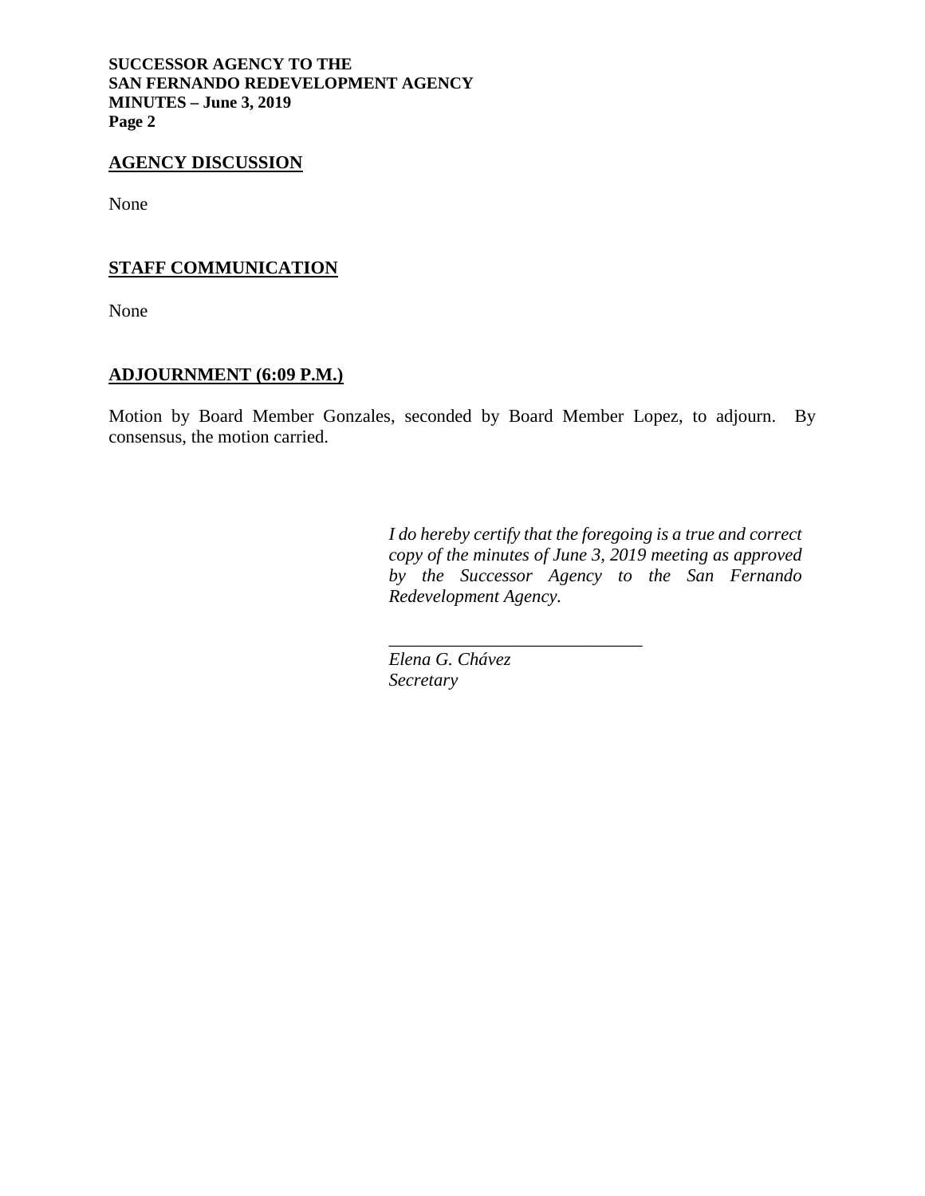## AGENCY DISCUSSION

None

## STAFF COMMUNICATION

None

## ADJOURNMENT (6:09 P.M.)

Motion by Board Member Gonzales, seconded by Board Member Lopez, to adjourn. By consensus, the motion carried.

*I do hereby certify that the foregoing is a true and correct copy of the minutes of June 3, 2019 meeting as approved by the Successor Agency to the San Fernando Redevelopment Agency.*

___________________________

*Elena G. Chávez*
*Secretary*